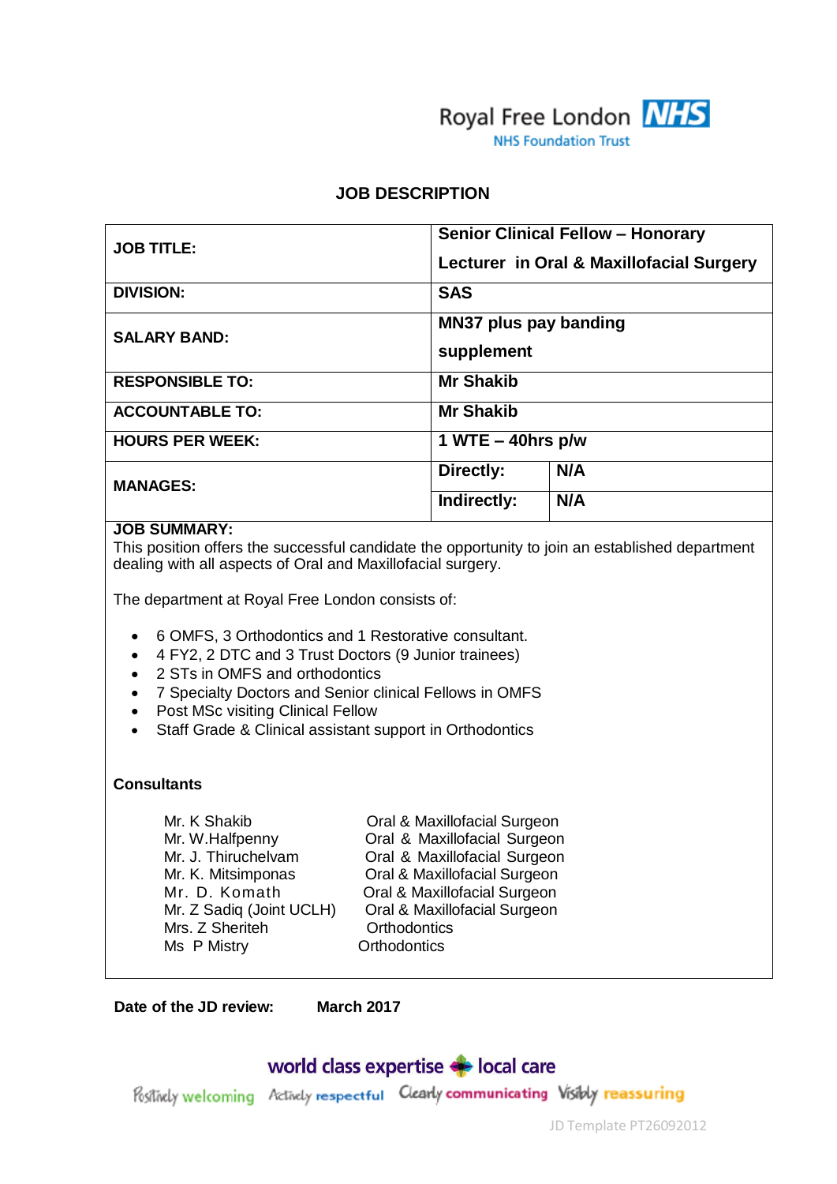Royal Free London NHS Foundation Trust

# JOB DESCRIPTION

| | | |
|---|---|---|
| **JOB TITLE:** | **Senior Clinical Fellow – Honorary Lecturer in Oral & Maxillofacial Surgery** | |
| **DIVISION:** | **SAS** | |
| **SALARY BAND:** | **MN37 plus pay banding supplement** | |
| **RESPONSIBLE TO:** | **Mr Shakib** | |
| **ACCOUNTABLE TO:** | **Mr Shakib** | |
| **HOURS PER WEEK:** | **1 WTE – 40hrs p/w** | |
| **MANAGES:** | **Directly:** | **N/A** |
| | **Indirectly:** | **N/A** |

**JOB SUMMARY:**
This position offers the successful candidate the opportunity to join an established department dealing with all aspects of Oral and Maxillofacial surgery.

The department at Royal Free London consists of:

- 6 OMFS, 3 Orthodontics and 1 Restorative consultant.
- 4 FY2, 2 DTC and 3 Trust Doctors (9 Junior trainees)
- 2 STs in OMFS and orthodontics
- 7 Specialty Doctors and Senior clinical Fellows in OMFS
- Post MSc visiting Clinical Fellow
- Staff Grade & Clinical assistant support in Orthodontics

**Consultants**

| | |
|---|---|
| Mr. K Shakib | Oral & Maxillofacial Surgeon |
| Mr. W.Halfpenny | Oral & Maxillofacial Surgeon |
| Mr. J. Thiruchelvam | Oral & Maxillofacial Surgeon |
| Mr. K. Mitsimponas | Oral & Maxillofacial Surgeon |
| Mr. D. Komath | Oral & Maxillofacial Surgeon |
| Mr. Z Sadiq (Joint UCLH) | Oral & Maxillofacial Surgeon |
| Mrs. Z Sheriteh | Orthodontics |
| Ms P Mistry | Orthodontics |

**Date of the JD review:** **March 2017**

world class expertise local care

Positively welcoming Actively respectful Clearly communicating Visibly reassuring

JD Template PT26092012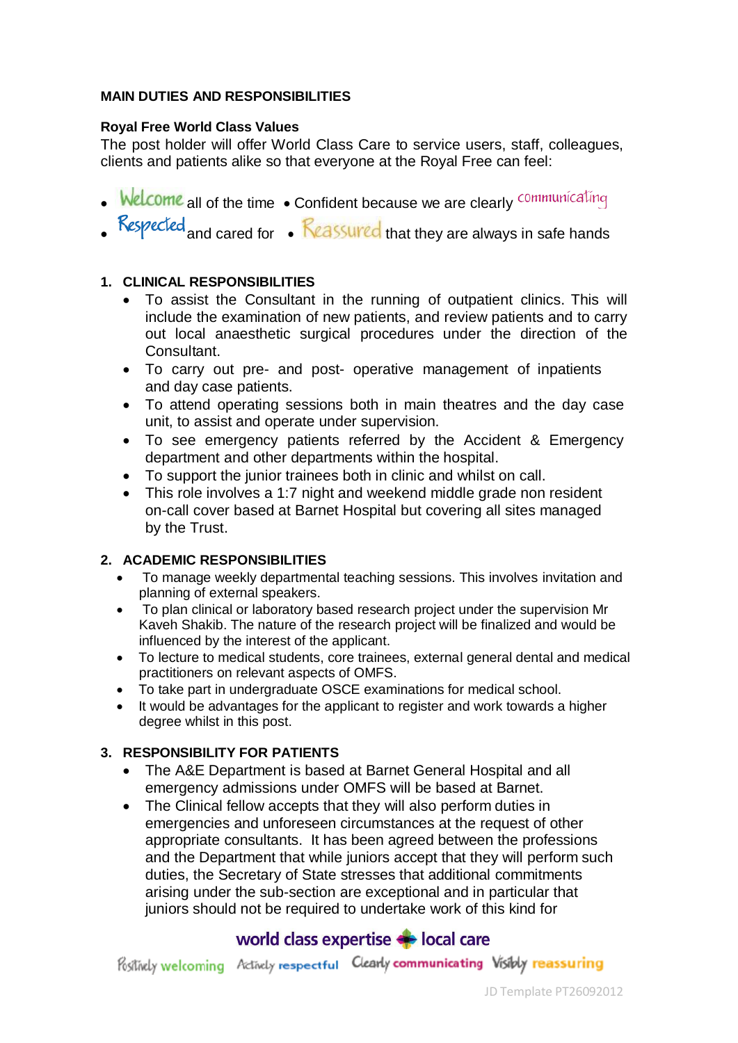**MAIN DUTIES AND RESPONSIBILITIES**

**Royal Free World Class Values**

The post holder will offer World Class Care to service users, staff, colleagues, clients and patients alike so that everyone at the Royal Free can feel:

- Welcome all of the time
- Confident because we are clearly communicating
- Respected and cared for
- Reassured that they are always in safe hands

**1. CLINICAL RESPONSIBILITIES**

- To assist the Consultant in the running of outpatient clinics. This will include the examination of new patients, and review patients and to carry out local anaesthetic surgical procedures under the direction of the Consultant.
- To carry out pre- and post- operative management of inpatients and day case patients.
- To attend operating sessions both in main theatres and the day case unit, to assist and operate under supervision.
- To see emergency patients referred by the Accident & Emergency department and other departments within the hospital.
- To support the junior trainees both in clinic and whilst on call.
- This role involves a 1:7 night and weekend middle grade non resident on-call cover based at Barnet Hospital but covering all sites managed by the Trust.

**2. ACADEMIC RESPONSIBILITIES**

- To manage weekly departmental teaching sessions. This involves invitation and planning of external speakers.
- To plan clinical or laboratory based research project under the supervision Mr Kaveh Shakib. The nature of the research project will be finalized and would be influenced by the interest of the applicant.
- To lecture to medical students, core trainees, external general dental and medical practitioners on relevant aspects of OMFS.
- To take part in undergraduate OSCE examinations for medical school.
- It would be advantages for the applicant to register and work towards a higher degree whilst in this post.

**3. RESPONSIBILITY FOR PATIENTS**

- The A&E Department is based at Barnet General Hospital and all emergency admissions under OMFS will be based at Barnet.
- The Clinical fellow accepts that they will also perform duties in emergencies and unforeseen circumstances at the request of other appropriate consultants. It has been agreed between the professions and the Department that while juniors accept that they will perform such duties, the Secretary of State stresses that additional commitments arising under the sub-section are exceptional and in particular that juniors should not be required to undertake work of this kind for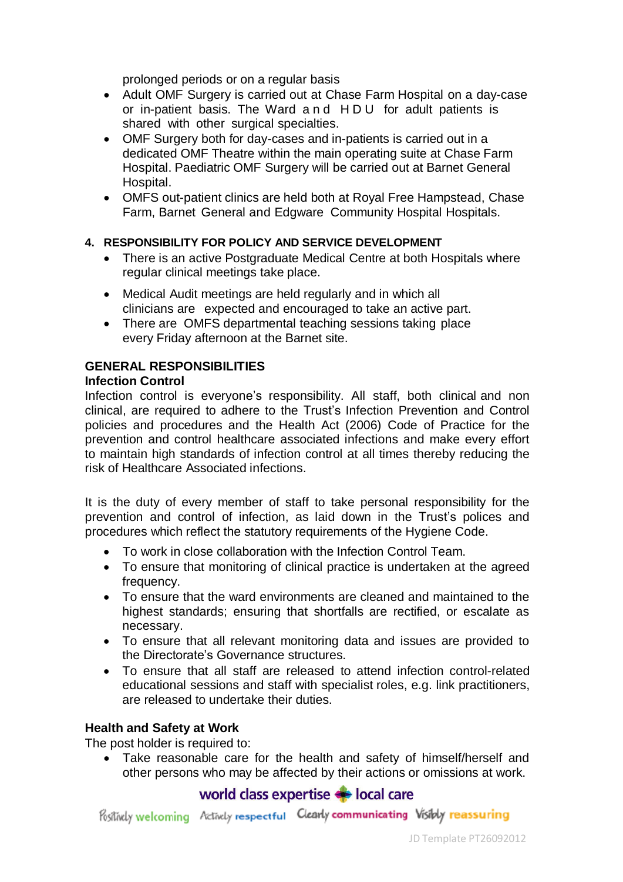prolonged periods or on a regular basis

- Adult OMF Surgery is carried out at Chase Farm Hospital on a day-case or in-patient basis. The Ward and HDU for adult patients is shared with other surgical specialties.
- OMF Surgery both for day-cases and in-patients is carried out in a dedicated OMF Theatre within the main operating suite at Chase Farm Hospital. Paediatric OMF Surgery will be carried out at Barnet General Hospital.
- OMFS out-patient clinics are held both at Royal Free Hampstead, Chase Farm, Barnet General and Edgware Community Hospital Hospitals.

### 4. RESPONSIBILITY FOR POLICY AND SERVICE DEVELOPMENT

- There is an active Postgraduate Medical Centre at both Hospitals where regular clinical meetings take place.
- Medical Audit meetings are held regularly and in which all clinicians are expected and encouraged to take an active part.
- There are OMFS departmental teaching sessions taking place every Friday afternoon at the Barnet site.

## GENERAL RESPONSIBILITIES

### Infection Control

Infection control is everyone's responsibility. All staff, both clinical and non clinical, are required to adhere to the Trust's Infection Prevention and Control policies and procedures and the Health Act (2006) Code of Practice for the prevention and control healthcare associated infections and make every effort to maintain high standards of infection control at all times thereby reducing the risk of Healthcare Associated infections.

It is the duty of every member of staff to take personal responsibility for the prevention and control of infection, as laid down in the Trust's polices and procedures which reflect the statutory requirements of the Hygiene Code.

- To work in close collaboration with the Infection Control Team.
- To ensure that monitoring of clinical practice is undertaken at the agreed frequency.
- To ensure that the ward environments are cleaned and maintained to the highest standards; ensuring that shortfalls are rectified, or escalate as necessary.
- To ensure that all relevant monitoring data and issues are provided to the Directorate's Governance structures.
- To ensure that all staff are released to attend infection control-related educational sessions and staff with specialist roles, e.g. link practitioners, are released to undertake their duties.

### Health and Safety at Work

The post holder is required to:

- Take reasonable care for the health and safety of himself/herself and other persons who may be affected by their actions or omissions at work.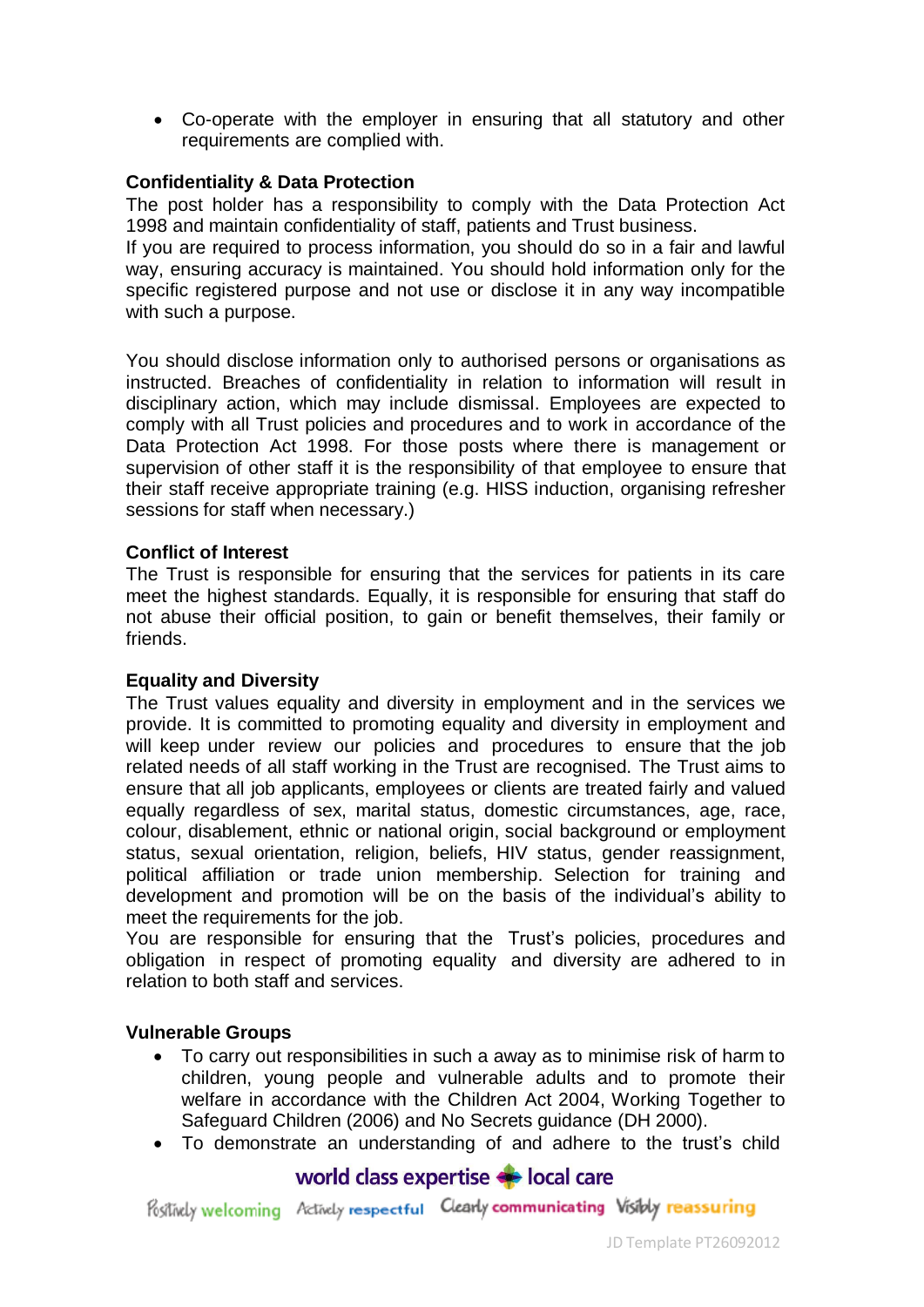- Co-operate with the employer in ensuring that all statutory and other requirements are complied with.

**Confidentiality & Data Protection**

The post holder has a responsibility to comply with the Data Protection Act 1998 and maintain confidentiality of staff, patients and Trust business.
If you are required to process information, you should do so in a fair and lawful way, ensuring accuracy is maintained. You should hold information only for the specific registered purpose and not use or disclose it in any way incompatible with such a purpose.

You should disclose information only to authorised persons or organisations as instructed. Breaches of confidentiality in relation to information will result in disciplinary action, which may include dismissal. Employees are expected to comply with all Trust policies and procedures and to work in accordance of the Data Protection Act 1998. For those posts where there is management or supervision of other staff it is the responsibility of that employee to ensure that their staff receive appropriate training (e.g. HISS induction, organising refresher sessions for staff when necessary.)

**Conflict of Interest**

The Trust is responsible for ensuring that the services for patients in its care meet the highest standards. Equally, it is responsible for ensuring that staff do not abuse their official position, to gain or benefit themselves, their family or friends.

**Equality and Diversity**

The Trust values equality and diversity in employment and in the services we provide. It is committed to promoting equality and diversity in employment and will keep under review our policies and procedures to ensure that the job related needs of all staff working in the Trust are recognised. The Trust aims to ensure that all job applicants, employees or clients are treated fairly and valued equally regardless of sex, marital status, domestic circumstances, age, race, colour, disablement, ethnic or national origin, social background or employment status, sexual orientation, religion, beliefs, HIV status, gender reassignment, political affiliation or trade union membership. Selection for training and development and promotion will be on the basis of the individual's ability to meet the requirements for the job.
You are responsible for ensuring that the Trust's policies, procedures and obligation in respect of promoting equality and diversity are adhered to in relation to both staff and services.

**Vulnerable Groups**

- To carry out responsibilities in such a away as to minimise risk of harm to children, young people and vulnerable adults and to promote their welfare in accordance with the Children Act 2004, Working Together to Safeguard Children (2006) and No Secrets guidance (DH 2000).
- To demonstrate an understanding of and adhere to the trust's child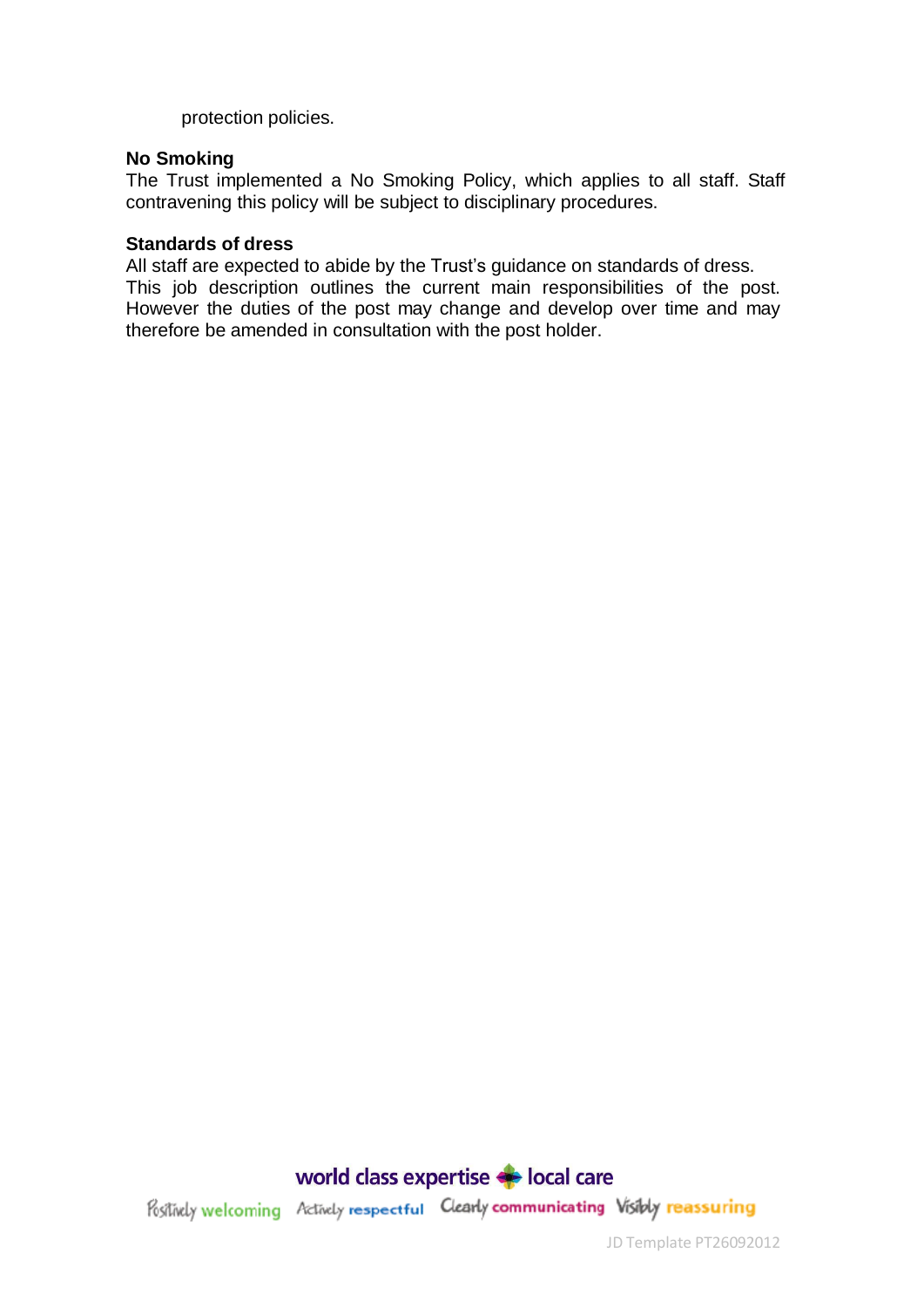protection policies.

**No Smoking**

The Trust implemented a No Smoking Policy, which applies to all staff. Staff contravening this policy will be subject to disciplinary procedures.

**Standards of dress**

All staff are expected to abide by the Trust's guidance on standards of dress.
This job description outlines the current main responsibilities of the post. However the duties of the post may change and develop over time and may therefore be amended in consultation with the post holder.